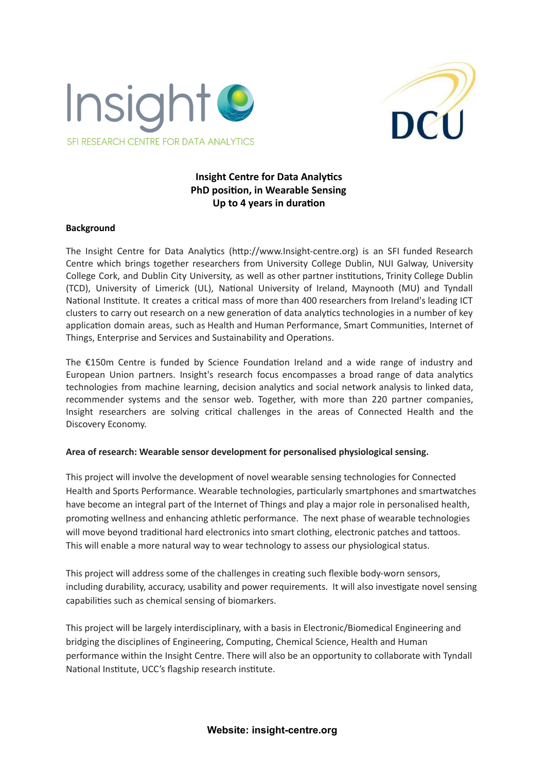**Insight Centre for Data Analytics**
**PhD position, in Wearable Sensing**
**Up to 4 years in duration**

**Background**

The Insight Centre for Data Analytics (http://www.Insight-centre.org) is an SFI funded Research Centre which brings together researchers from University College Dublin, NUI Galway, University College Cork, and Dublin City University, as well as other partner institutions, Trinity College Dublin (TCD), University of Limerick (UL), National University of Ireland, Maynooth (MU) and Tyndall National Institute. It creates a critical mass of more than 400 researchers from Ireland's leading ICT clusters to carry out research on a new generation of data analytics technologies in a number of key application domain areas, such as Health and Human Performance, Smart Communities, Internet of Things, Enterprise and Services and Sustainability and Operations.

The €150m Centre is funded by Science Foundation Ireland and a wide range of industry and European Union partners. Insight's research focus encompasses a broad range of data analytics technologies from machine learning, decision analytics and social network analysis to linked data, recommender systems and the sensor web. Together, with more than 220 partner companies, Insight researchers are solving critical challenges in the areas of Connected Health and the Discovery Economy.

**Area of research: Wearable sensor development for personalised physiological sensing.**

This project will involve the development of novel wearable sensing technologies for Connected Health and Sports Performance. Wearable technologies, particularly smartphones and smartwatches have become an integral part of the Internet of Things and play a major role in personalised health, promoting wellness and enhancing athletic performance. The next phase of wearable technologies will move beyond traditional hard electronics into smart clothing, electronic patches and tattoos. This will enable a more natural way to wear technology to assess our physiological status.

This project will address some of the challenges in creating such flexible body-worn sensors, including durability, accuracy, usability and power requirements. It will also investigate novel sensing capabilities such as chemical sensing of biomarkers.

This project will be largely interdisciplinary, with a basis in Electronic/Biomedical Engineering and bridging the disciplines of Engineering, Computing, Chemical Science, Health and Human performance within the Insight Centre. There will also be an opportunity to collaborate with Tyndall National Institute, UCC's flagship research institute.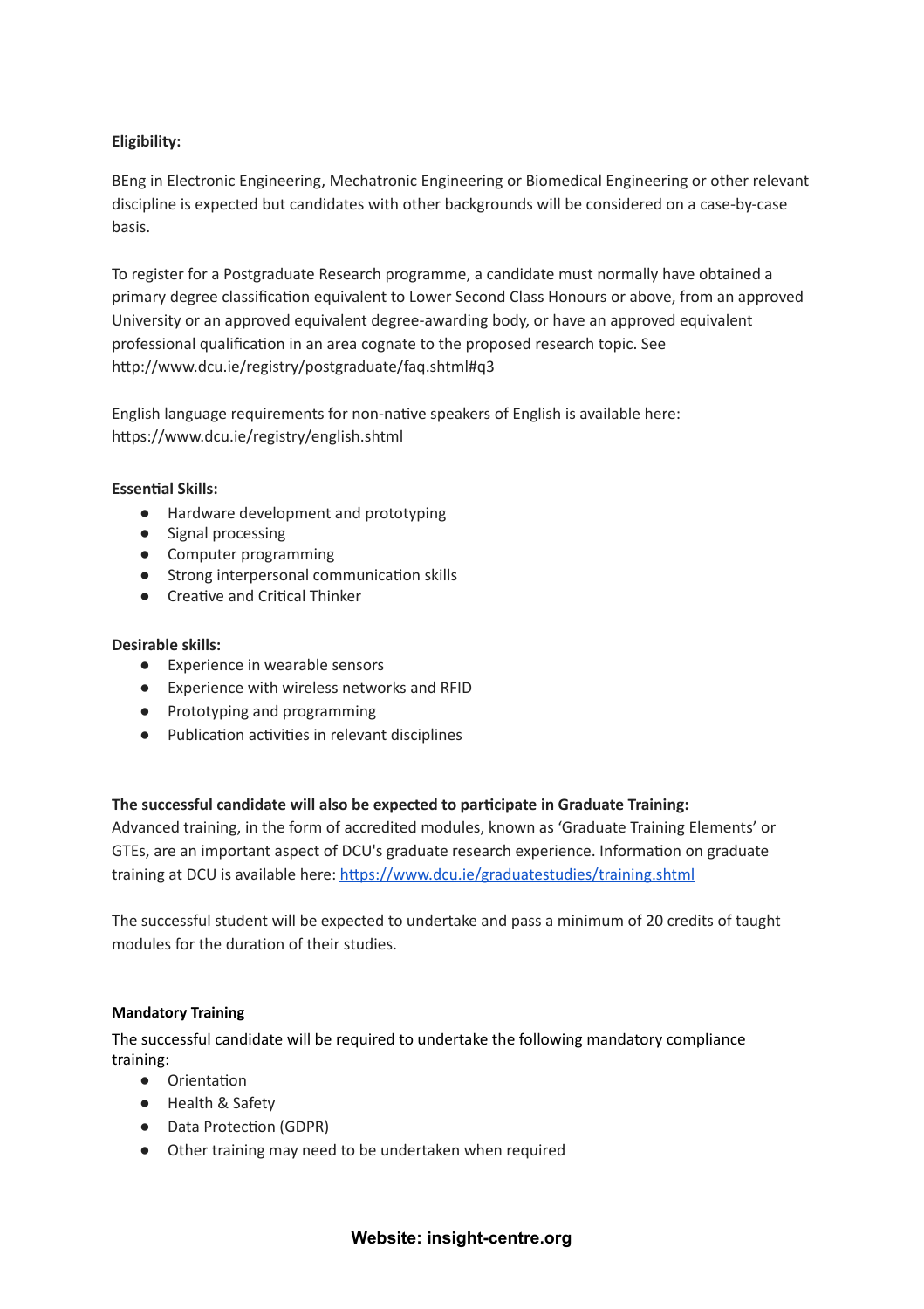**Eligibility:**

BEng in Electronic Engineering, Mechatronic Engineering or Biomedical Engineering or other relevant discipline is expected but candidates with other backgrounds will be considered on a case-by-case basis.

To register for a Postgraduate Research programme, a candidate must normally have obtained a primary degree classification equivalent to Lower Second Class Honours or above, from an approved University or an approved equivalent degree-awarding body, or have an approved equivalent professional qualification in an area cognate to the proposed research topic. See http://www.dcu.ie/registry/postgraduate/faq.shtml#q3

English language requirements for non-native speakers of English is available here: https://www.dcu.ie/registry/english.shtml

**Essential Skills:**

- Hardware development and prototyping
- Signal processing
- Computer programming
- Strong interpersonal communication skills
- Creative and Critical Thinker

**Desirable skills:**

- Experience in wearable sensors
- Experience with wireless networks and RFID
- Prototyping and programming
- Publication activities in relevant disciplines

**The successful candidate will also be expected to participate in Graduate Training:**
Advanced training, in the form of accredited modules, known as 'Graduate Training Elements' or GTEs, are an important aspect of DCU's graduate research experience. Information on graduate training at DCU is available here: [https://www.dcu.ie/graduatestudies/training.shtml](https://www.dcu.ie/graduatestudies/training.shtml)

The successful student will be expected to undertake and pass a minimum of 20 credits of taught modules for the duration of their studies.

**Mandatory Training**

The successful candidate will be required to undertake the following mandatory compliance training:

- Orientation
- Health & Safety
- Data Protection (GDPR)
- Other training may need to be undertaken when required

**Website: insight-centre.org**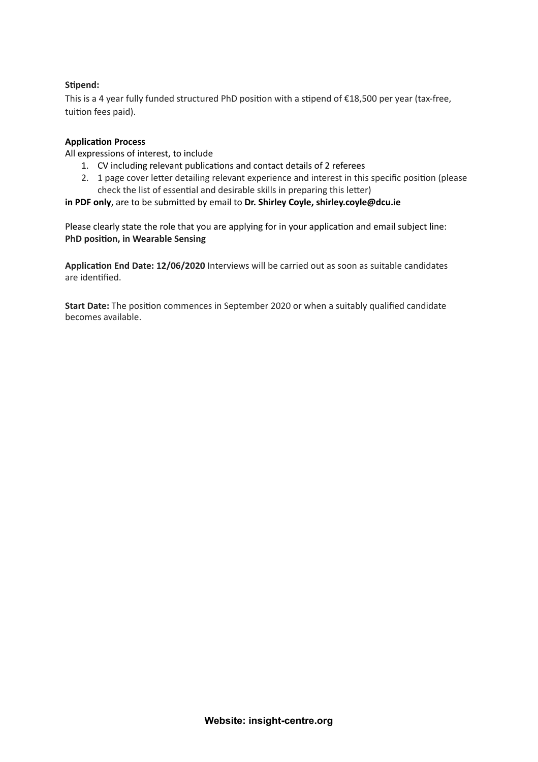**Stipend:**

This is a 4 year fully funded structured PhD position with a stipend of €18,500 per year (tax-free, tuition fees paid).

**Application Process**

All expressions of interest, to include

1. CV including relevant publications and contact details of 2 referees
2. 1 page cover letter detailing relevant experience and interest in this specific position (please check the list of essential and desirable skills in preparing this letter)

**in PDF only**, are to be submitted by email to **Dr. Shirley Coyle, shirley.coyle@dcu.ie**

Please clearly state the role that you are applying for in your application and email subject line: **PhD position, in Wearable Sensing**

**Application End Date: 12/06/2020** Interviews will be carried out as soon as suitable candidates are identified.

**Start Date:** The position commences in September 2020 or when a suitably qualified candidate becomes available.

**Website: insight-centre.org**